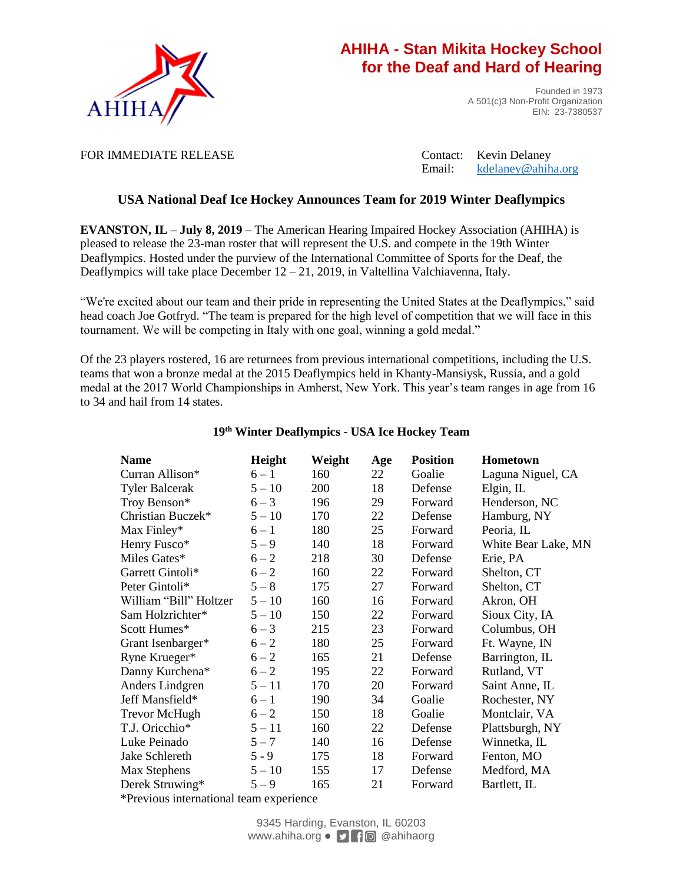# AHIHA - Stan Mikita Hockey School for the Deaf and Hard of Hearing

Founded in 1973
A 501(c)3 Non-Profit Organization
EIN: 23-7380537

FOR IMMEDIATE RELEASE

Contact: Kevin Delaney
Email: kdelaney@ahiha.org

## USA National Deaf Ice Hockey Announces Team for 2019 Winter Deaflympics

**EVANSTON, IL** – **July 8, 2019** – The American Hearing Impaired Hockey Association (AHIHA) is pleased to release the 23-man roster that will represent the U.S. and compete in the 19th Winter Deaflympics. Hosted under the purview of the International Committee of Sports for the Deaf, the Deaflympics will take place December 12 – 21, 2019, in Valtellina Valchiavenna, Italy.

"We're excited about our team and their pride in representing the United States at the Deaflympics," said head coach Joe Gotfryd. "The team is prepared for the high level of competition that we will face in this tournament. We will be competing in Italy with one goal, winning a gold medal."

Of the 23 players rostered, 16 are returnees from previous international competitions, including the U.S. teams that won a bronze medal at the 2015 Deaflympics held in Khanty-Mansiysk, Russia, and a gold medal at the 2017 World Championships in Amherst, New York. This year's team ranges in age from 16 to 34 and hail from 14 states.

### 19th Winter Deaflympics - USA Ice Hockey Team

| Name | Height | Weight | Age | Position | Hometown |
|---|---|---|---|---|---|
| Curran Allison* | 6 – 1 | 160 | 22 | Goalie | Laguna Niguel, CA |
| Tyler Balcerak | 5 – 10 | 200 | 18 | Defense | Elgin, IL |
| Troy Benson* | 6 – 3 | 196 | 29 | Forward | Henderson, NC |
| Christian Buczek* | 5 – 10 | 170 | 22 | Defense | Hamburg, NY |
| Max Finley* | 6 – 1 | 180 | 25 | Forward | Peoria, IL |
| Henry Fusco* | 5 – 9 | 140 | 18 | Forward | White Bear Lake, MN |
| Miles Gates* | 6 – 2 | 218 | 30 | Defense | Erie, PA |
| Garrett Gintoli* | 6 – 2 | 160 | 22 | Forward | Shelton, CT |
| Peter Gintoli* | 5 – 8 | 175 | 27 | Forward | Shelton, CT |
| William "Bill" Holtzer | 5 – 10 | 160 | 16 | Forward | Akron, OH |
| Sam Holzrichter* | 5 – 10 | 150 | 22 | Forward | Sioux City, IA |
| Scott Humes* | 6 – 3 | 215 | 23 | Forward | Columbus, OH |
| Grant Isenbarger* | 6 – 2 | 180 | 25 | Forward | Ft. Wayne, IN |
| Ryne Krueger* | 6 – 2 | 165 | 21 | Defense | Barrington, IL |
| Danny Kurchena* | 6 – 2 | 195 | 22 | Forward | Rutland, VT |
| Anders Lindgren | 5 – 11 | 170 | 20 | Forward | Saint Anne, IL |
| Jeff Mansfield* | 6 – 1 | 190 | 34 | Goalie | Rochester, NY |
| Trevor McHugh | 6 – 2 | 150 | 18 | Goalie | Montclair, VA |
| T.J. Oricchio* | 5 – 11 | 160 | 22 | Defense | Plattsburgh, NY |
| Luke Peinado | 5 – 7 | 140 | 16 | Defense | Winnetka, IL |
| Jake Schlereth | 5 - 9 | 175 | 18 | Forward | Fenton, MO |
| Max Stephens | 5 – 10 | 155 | 17 | Defense | Medford, MA |
| Derek Struwing* | 5 – 9 | 165 | 21 | Forward | Bartlett, IL |

*Previous international team experience

9345 Harding, Evanston, IL 60203
www.ahiha.org ● @ahihaorg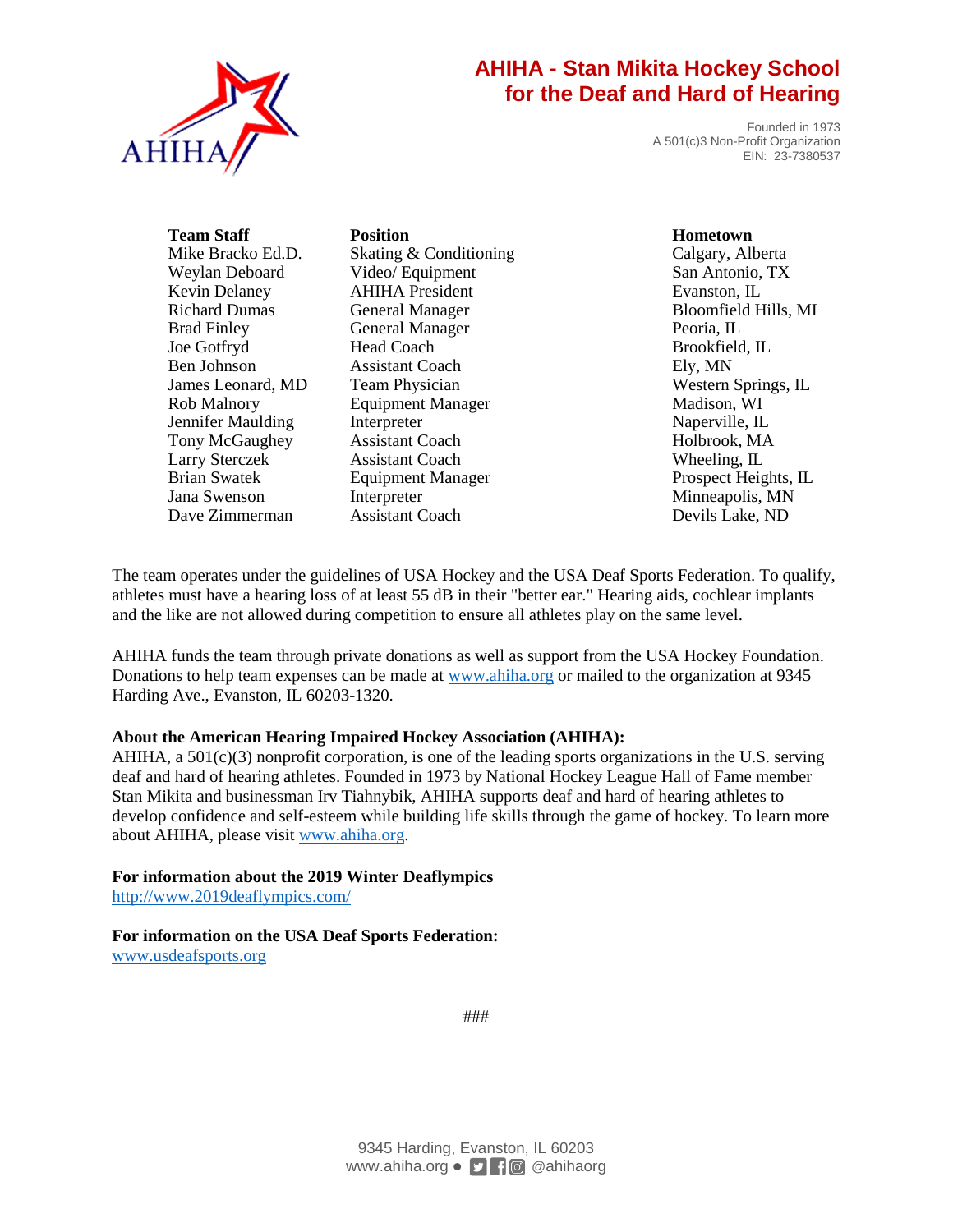# AHIHA - Stan Mikita Hockey School for the Deaf and Hard of Hearing

Founded in 1973
A 501(c)3 Non-Profit Organization
EIN: 23-7380537

| Team Staff | Position | Hometown |
|---|---|---|
| Mike Bracko Ed.D. | Skating & Conditioning | Calgary, Alberta |
| Weylan Deboard | Video/ Equipment | San Antonio, TX |
| Kevin Delaney | AHIHA President | Evanston, IL |
| Richard Dumas | General Manager | Bloomfield Hills, MI |
| Brad Finley | General Manager | Peoria, IL |
| Joe Gotfryd | Head Coach | Brookfield, IL |
| Ben Johnson | Assistant Coach | Ely, MN |
| James Leonard, MD | Team Physician | Western Springs, IL |
| Rob Malnory | Equipment Manager | Madison, WI |
| Jennifer Maulding | Interpreter | Naperville, IL |
| Tony McGaughey | Assistant Coach | Holbrook, MA |
| Larry Sterczek | Assistant Coach | Wheeling, IL |
| Brian Swatek | Equipment Manager | Prospect Heights, IL |
| Jana Swenson | Interpreter | Minneapolis, MN |
| Dave Zimmerman | Assistant Coach | Devils Lake, ND |

The team operates under the guidelines of USA Hockey and the USA Deaf Sports Federation. To qualify, athletes must have a hearing loss of at least 55 dB in their "better ear." Hearing aids, cochlear implants and the like are not allowed during competition to ensure all athletes play on the same level.

AHIHA funds the team through private donations as well as support from the USA Hockey Foundation. Donations to help team expenses can be made at www.ahiha.org or mailed to the organization at 9345 Harding Ave., Evanston, IL 60203-1320.

**About the American Hearing Impaired Hockey Association (AHIHA):**
AHIHA, a 501(c)(3) nonprofit corporation, is one of the leading sports organizations in the U.S. serving deaf and hard of hearing athletes. Founded in 1973 by National Hockey League Hall of Fame member Stan Mikita and businessman Irv Tiahnybik, AHIHA supports deaf and hard of hearing athletes to develop confidence and self-esteem while building life skills through the game of hockey. To learn more about AHIHA, please visit www.ahiha.org.

**For information about the 2019 Winter Deaflympics**
http://www.2019deaflympics.com/

**For information on the USA Deaf Sports Federation:**
www.usdeafsports.org

###

9345 Harding, Evanston, IL 60203
www.ahiha.org ● @ahihaorg